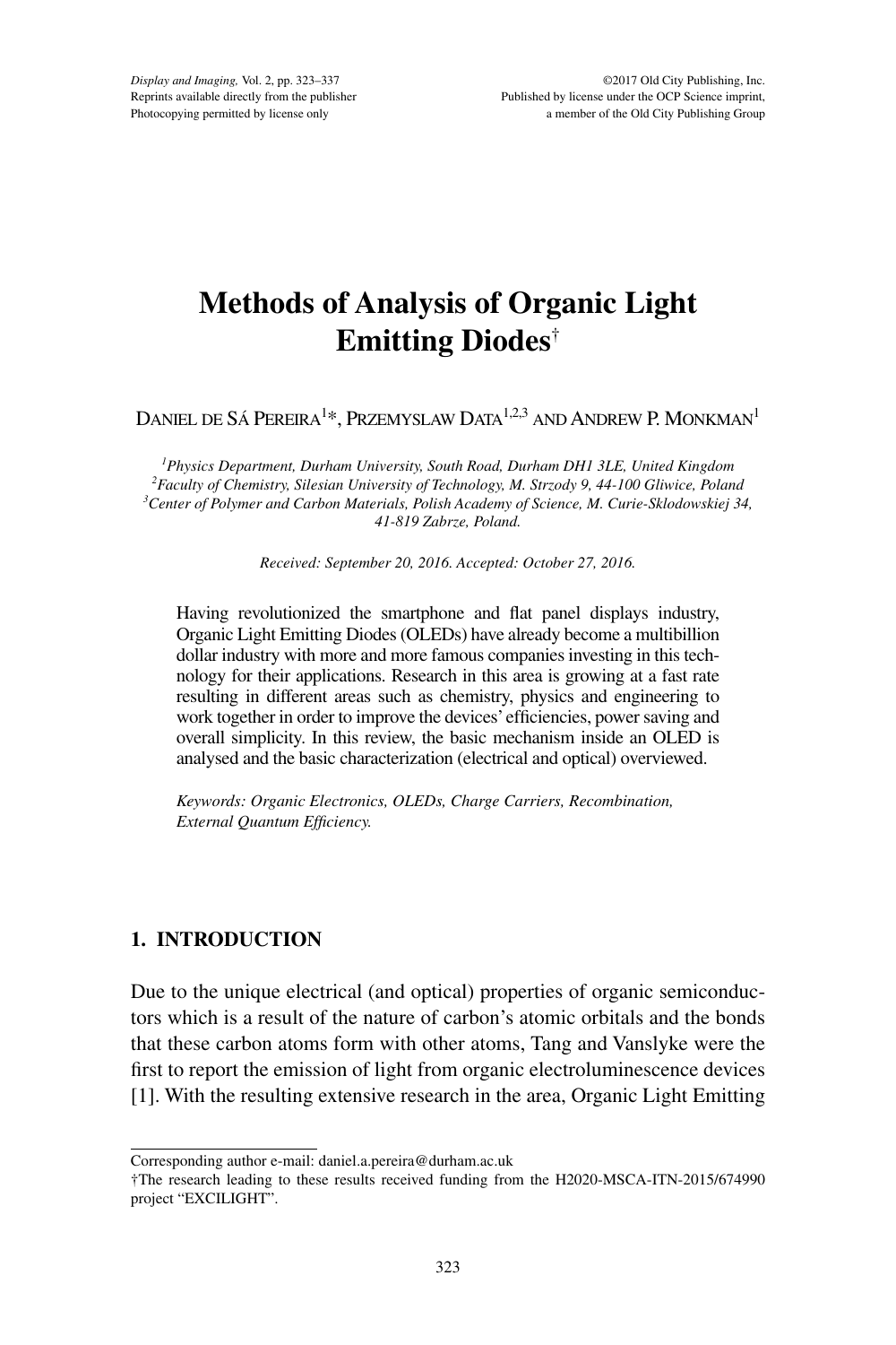# Methods of Analysis of Organic Light Emitting Diodes†

Daniel de Sá Pereira[1]*, Przemyslaw Data[1,2,3] and Andrew P. Monkman[1]

[1]*Physics Department, Durham University, South Road, Durham DH1 3LE, United Kingdom*
[2]*Faculty of Chemistry, Silesian University of Technology, M. Strzody 9, 44-100 Gliwice, Poland*
[3]*Center of Polymer and Carbon Materials, Polish Academy of Science, M. Curie-Sklodowskiej 34, 41-819 Zabrze, Poland.*

*Received: September 20, 2016. Accepted: October 27, 2016.*

Having revolutionized the smartphone and flat panel displays industry, Organic Light Emitting Diodes (OLEDs) have already become a multibillion dollar industry with more and more famous companies investing in this technology for their applications. Research in this area is growing at a fast rate resulting in different areas such as chemistry, physics and engineering to work together in order to improve the devices' efficiencies, power saving and overall simplicity. In this review, the basic mechanism inside an OLED is analysed and the basic characterization (electrical and optical) overviewed.

*Keywords: Organic Electronics, OLEDs, Charge Carriers, Recombination, External Quantum Efficiency.*

## 1. INTRODUCTION

Due to the unique electrical (and optical) properties of organic semiconductors which is a result of the nature of carbon's atomic orbitals and the bonds that these carbon atoms form with other atoms, Tang and Vanslyke were the first to report the emission of light from organic electroluminescence devices [1]. With the resulting extensive research in the area, Organic Light Emitting

---

Corresponding author e-mail: daniel.a.pereira@durham.ac.uk

†The research leading to these results received funding from the H2020-MSCA-ITN-2015/674990 project "EXCILIGHT".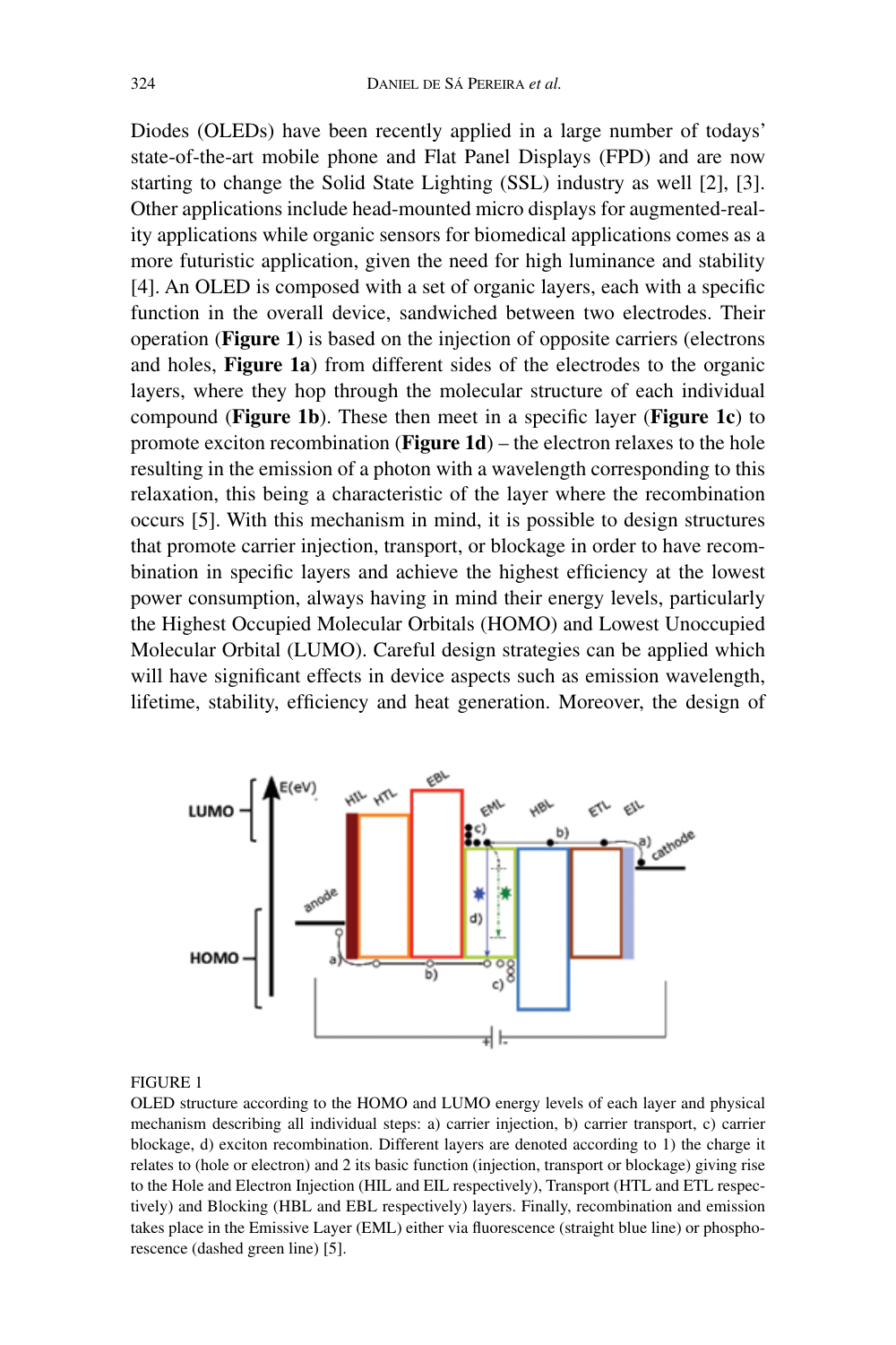Diodes (OLEDs) have been recently applied in a large number of todays' state-of-the-art mobile phone and Flat Panel Displays (FPD) and are now starting to change the Solid State Lighting (SSL) industry as well [2], [3]. Other applications include head-mounted micro displays for augmented-reality applications while organic sensors for biomedical applications comes as a more futuristic application, given the need for high luminance and stability [4]. An OLED is composed with a set of organic layers, each with a specific function in the overall device, sandwiched between two electrodes. Their operation (**Figure 1**) is based on the injection of opposite carriers (electrons and holes, **Figure 1a**) from different sides of the electrodes to the organic layers, where they hop through the molecular structure of each individual compound (**Figure 1b**). These then meet in a specific layer (**Figure 1c**) to promote exciton recombination (**Figure 1d**) – the electron relaxes to the hole resulting in the emission of a photon with a wavelength corresponding to this relaxation, this being a characteristic of the layer where the recombination occurs [5]. With this mechanism in mind, it is possible to design structures that promote carrier injection, transport, or blockage in order to have recombination in specific layers and achieve the highest efficiency at the lowest power consumption, always having in mind their energy levels, particularly the Highest Occupied Molecular Orbitals (HOMO) and Lowest Unoccupied Molecular Orbital (LUMO). Careful design strategies can be applied which will have significant effects in device aspects such as emission wavelength, lifetime, stability, efficiency and heat generation. Moreover, the design of

FIGURE 1
OLED structure according to the HOMO and LUMO energy levels of each layer and physical mechanism describing all individual steps: a) carrier injection, b) carrier transport, c) carrier blockage, d) exciton recombination. Different layers are denoted according to 1) the charge it relates to (hole or electron) and 2 its basic function (injection, transport or blockage) giving rise to the Hole and Electron Injection (HIL and EIL respectively), Transport (HTL and ETL respectively) and Blocking (HBL and EBL respectively) layers. Finally, recombination and emission takes place in the Emissive Layer (EML) either via fluorescence (straight blue line) or phosphorescence (dashed green line) [5].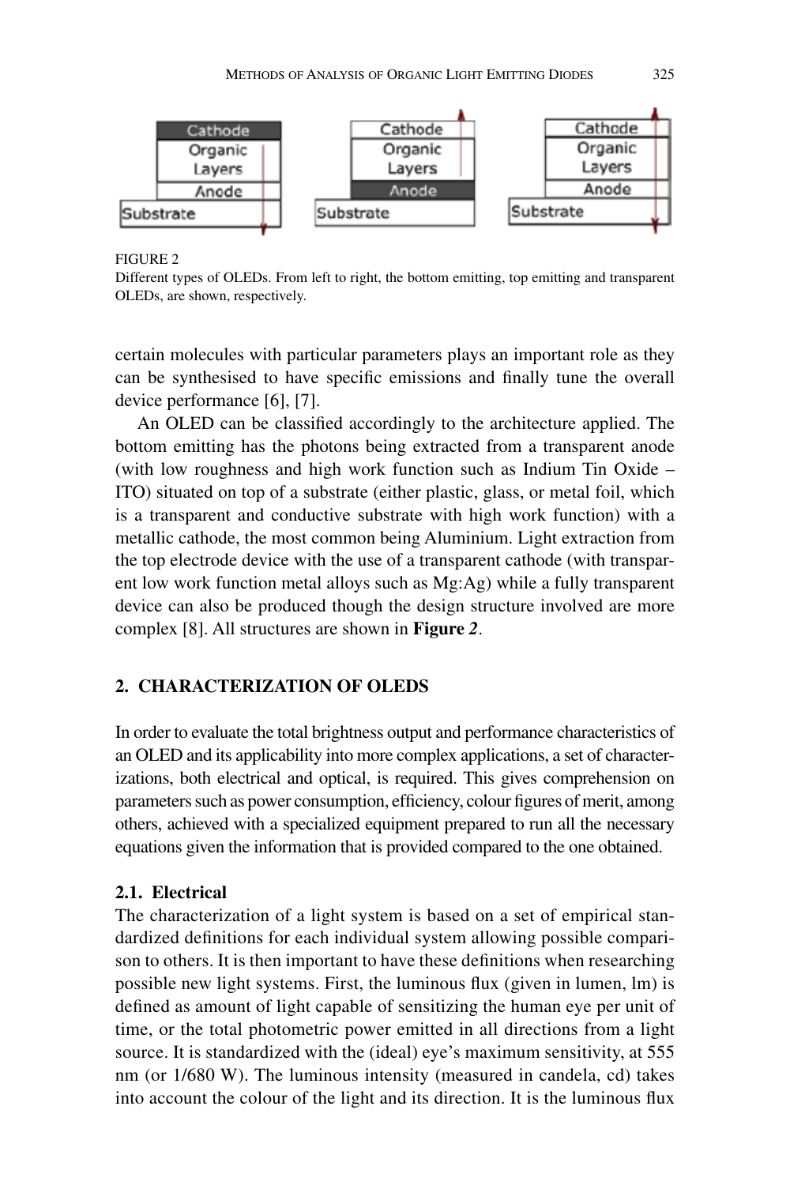FIGURE 2
Different types of OLEDs. From left to right, the bottom emitting, top emitting and transparent OLEDs, are shown, respectively.

certain molecules with particular parameters plays an important role as they can be synthesised to have specific emissions and finally tune the overall device performance [6], [7].

An OLED can be classified accordingly to the architecture applied. The bottom emitting has the photons being extracted from a transparent anode (with low roughness and high work function such as Indium Tin Oxide – ITO) situated on top of a substrate (either plastic, glass, or metal foil, which is a transparent and conductive substrate with high work function) with a metallic cathode, the most common being Aluminium. Light extraction from the top electrode device with the use of a transparent cathode (with transparent low work function metal alloys such as Mg:Ag) while a fully transparent device can also be produced though the design structure involved are more complex [8]. All structures are shown in **Figure *2***.

## 2. CHARACTERIZATION OF OLEDS

In order to evaluate the total brightness output and performance characteristics of an OLED and its applicability into more complex applications, a set of characterizations, both electrical and optical, is required. This gives comprehension on parameters such as power consumption, efficiency, colour figures of merit, among others, achieved with a specialized equipment prepared to run all the necessary equations given the information that is provided compared to the one obtained.

### 2.1. Electrical

The characterization of a light system is based on a set of empirical standardized definitions for each individual system allowing possible comparison to others. It is then important to have these definitions when researching possible new light systems. First, the luminous flux (given in lumen, lm) is defined as amount of light capable of sensitizing the human eye per unit of time, or the total photometric power emitted in all directions from a light source. It is standardized with the (ideal) eye's maximum sensitivity, at 555 nm (or 1/680 W). The luminous intensity (measured in candela, cd) takes into account the colour of the light and its direction. It is the luminous flux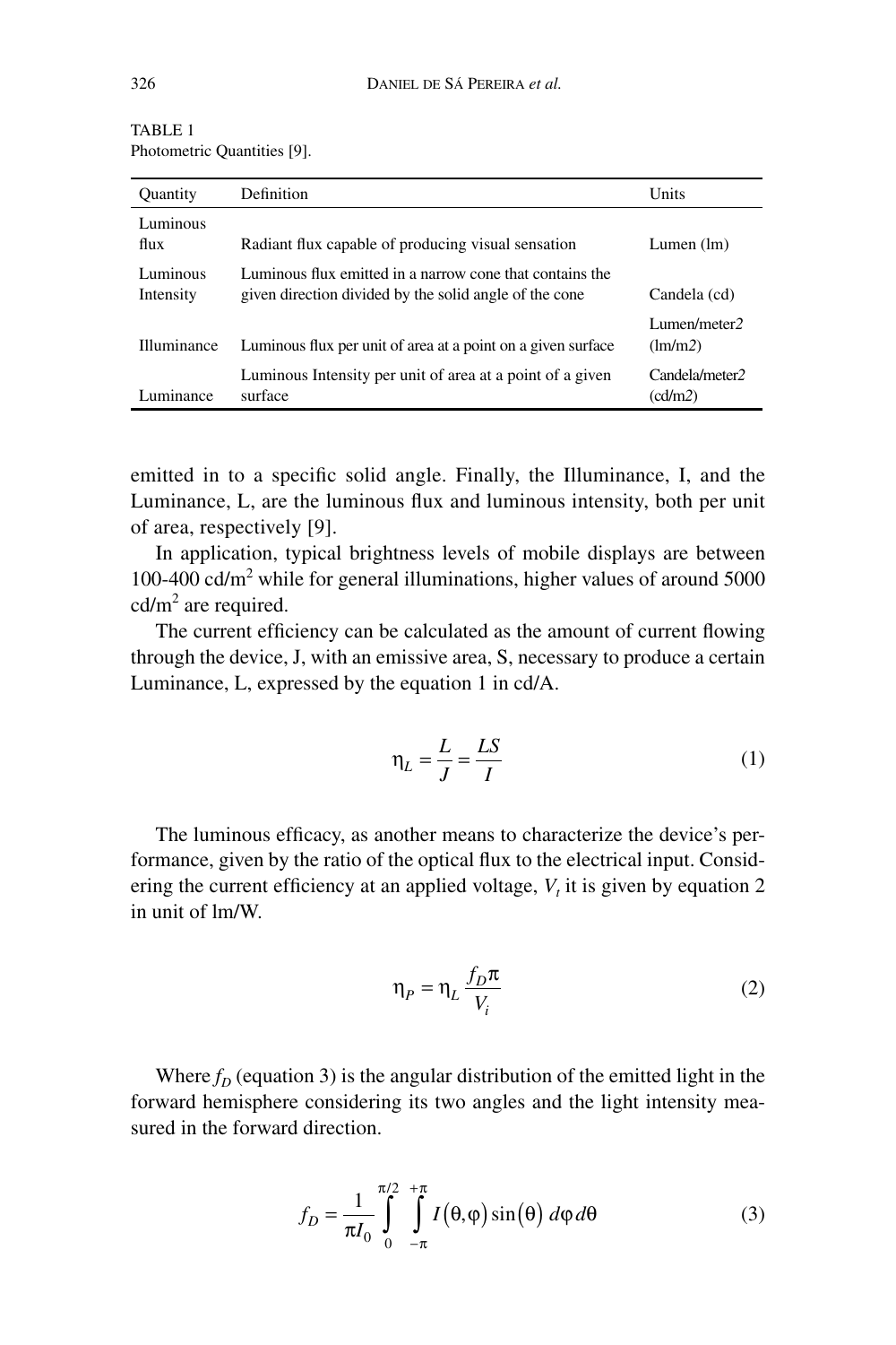TABLE 1
Photometric Quantities [9].

| Quantity | Definition | Units |
|---|---|---|
| Luminous flux | Radiant flux capable of producing visual sensation | Lumen (lm) |
| Luminous Intensity | Luminous flux emitted in a narrow cone that contains the given direction divided by the solid angle of the cone | Candela (cd) |
| Illuminance | Luminous flux per unit of area at a point on a given surface | Lumen/meter2 (lm/m2) |
| Luminance | Luminous Intensity per unit of area at a point of a given surface | Candela/meter2 (cd/m2) |

emitted in to a specific solid angle. Finally, the Illuminance, I, and the Luminance, L, are the luminous flux and luminous intensity, both per unit of area, respectively [9].

In application, typical brightness levels of mobile displays are between 100-400 cd/m$^2$ while for general illuminations, higher values of around 5000 cd/m$^2$ are required.

The current efficiency can be calculated as the amount of current flowing through the device, J, with an emissive area, S, necessary to produce a certain Luminance, L, expressed by the equation 1 in cd/A.

$$\eta_L = \frac{L}{J} = \frac{LS}{I} \tag{1}$$

The luminous efficacy, as another means to characterize the device's performance, given by the ratio of the optical flux to the electrical input. Considering the current efficiency at an applied voltage, $V_t$ it is given by equation 2 in unit of lm/W.

$$\eta_P = \eta_L \frac{f_D \pi}{V_i} \tag{2}$$

Where $f_D$ (equation 3) is the angular distribution of the emitted light in the forward hemisphere considering its two angles and the light intensity measured in the forward direction.

$$f_D = \frac{1}{\pi I_0} \int_0^{\pi/2} \int_{-\pi}^{+\pi} I(\theta,\varphi)\sin(\theta)\, d\varphi\, d\theta \tag{3}$$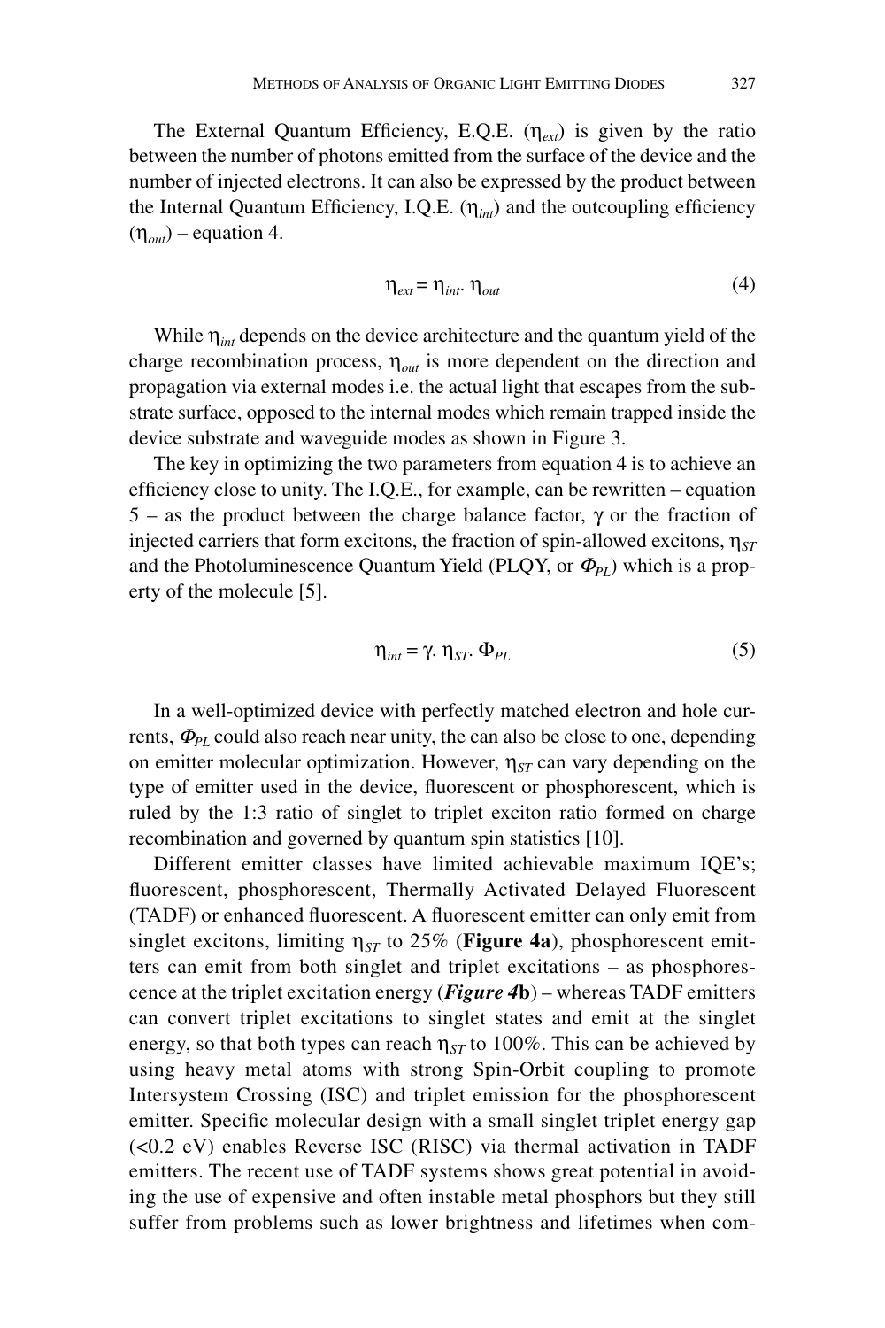The External Quantum Efficiency, E.Q.E. ($\eta_{ext}$) is given by the ratio between the number of photons emitted from the surface of the device and the number of injected electrons. It can also be expressed by the product between the Internal Quantum Efficiency, I.Q.E. ($\eta_{int}$) and the outcoupling efficiency ($\eta_{out}$) – equation 4.

$$\eta_{ext} = \eta_{int} . \eta_{out} \tag{4}$$

While $\eta_{int}$ depends on the device architecture and the quantum yield of the charge recombination process, $\eta_{out}$ is more dependent on the direction and propagation via external modes i.e. the actual light that escapes from the substrate surface, opposed to the internal modes which remain trapped inside the device substrate and waveguide modes as shown in Figure 3.

The key in optimizing the two parameters from equation 4 is to achieve an efficiency close to unity. The I.Q.E., for example, can be rewritten – equation 5 – as the product between the charge balance factor, $\gamma$ or the fraction of injected carriers that form excitons, the fraction of spin-allowed excitons, $\eta_{ST}$ and the Photoluminescence Quantum Yield (PLQY, or $\Phi_{PL}$) which is a property of the molecule [5].

$$\eta_{int} = \gamma . \eta_{ST} . \Phi_{PL} \tag{5}$$

In a well-optimized device with perfectly matched electron and hole currents, $\Phi_{PL}$ could also reach near unity, the can also be close to one, depending on emitter molecular optimization. However, $\eta_{ST}$ can vary depending on the type of emitter used in the device, fluorescent or phosphorescent, which is ruled by the 1:3 ratio of singlet to triplet exciton ratio formed on charge recombination and governed by quantum spin statistics [10].

Different emitter classes have limited achievable maximum IQE's; fluorescent, phosphorescent, Thermally Activated Delayed Fluorescent (TADF) or enhanced fluorescent. A fluorescent emitter can only emit from singlet excitons, limiting $\eta_{ST}$ to 25% (**Figure 4a**), phosphorescent emitters can emit from both singlet and triplet excitations – as phosphorescence at the triplet excitation energy (***Figure 4*****b**) – whereas TADF emitters can convert triplet excitations to singlet states and emit at the singlet energy, so that both types can reach $\eta_{ST}$ to 100%. This can be achieved by using heavy metal atoms with strong Spin-Orbit coupling to promote Intersystem Crossing (ISC) and triplet emission for the phosphorescent emitter. Specific molecular design with a small singlet triplet energy gap (<0.2 eV) enables Reverse ISC (RISC) via thermal activation in TADF emitters. The recent use of TADF systems shows great potential in avoiding the use of expensive and often instable metal phosphors but they still suffer from problems such as lower brightness and lifetimes when com-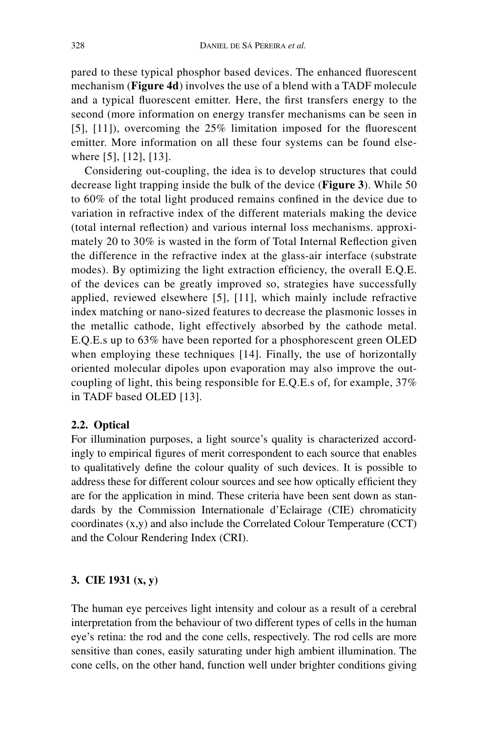pared to these typical phosphor based devices. The enhanced fluorescent mechanism (**Figure 4d**) involves the use of a blend with a TADF molecule and a typical fluorescent emitter. Here, the first transfers energy to the second (more information on energy transfer mechanisms can be seen in [5], [11]), overcoming the 25% limitation imposed for the fluorescent emitter. More information on all these four systems can be found elsewhere [5], [12], [13].

Considering out-coupling, the idea is to develop structures that could decrease light trapping inside the bulk of the device (**Figure 3**). While 50 to 60% of the total light produced remains confined in the device due to variation in refractive index of the different materials making the device (total internal reflection) and various internal loss mechanisms. approximately 20 to 30% is wasted in the form of Total Internal Reflection given the difference in the refractive index at the glass-air interface (substrate modes). By optimizing the light extraction efficiency, the overall E.Q.E. of the devices can be greatly improved so, strategies have successfully applied, reviewed elsewhere [5], [11], which mainly include refractive index matching or nano-sized features to decrease the plasmonic losses in the metallic cathode, light effectively absorbed by the cathode metal. E.Q.E.s up to 63% have been reported for a phosphorescent green OLED when employing these techniques [14]. Finally, the use of horizontally oriented molecular dipoles upon evaporation may also improve the outcoupling of light, this being responsible for E.Q.E.s of, for example, 37% in TADF based OLED [13].

### 2.2. Optical

For illumination purposes, a light source's quality is characterized accordingly to empirical figures of merit correspondent to each source that enables to qualitatively define the colour quality of such devices. It is possible to address these for different colour sources and see how optically efficient they are for the application in mind. These criteria have been sent down as standards by the Commission Internationale d'Eclairage (CIE) chromaticity coordinates (x,y) and also include the Correlated Colour Temperature (CCT) and the Colour Rendering Index (CRI).

## 3. CIE 1931 (x, y)

The human eye perceives light intensity and colour as a result of a cerebral interpretation from the behaviour of two different types of cells in the human eye's retina: the rod and the cone cells, respectively. The rod cells are more sensitive than cones, easily saturating under high ambient illumination. The cone cells, on the other hand, function well under brighter conditions giving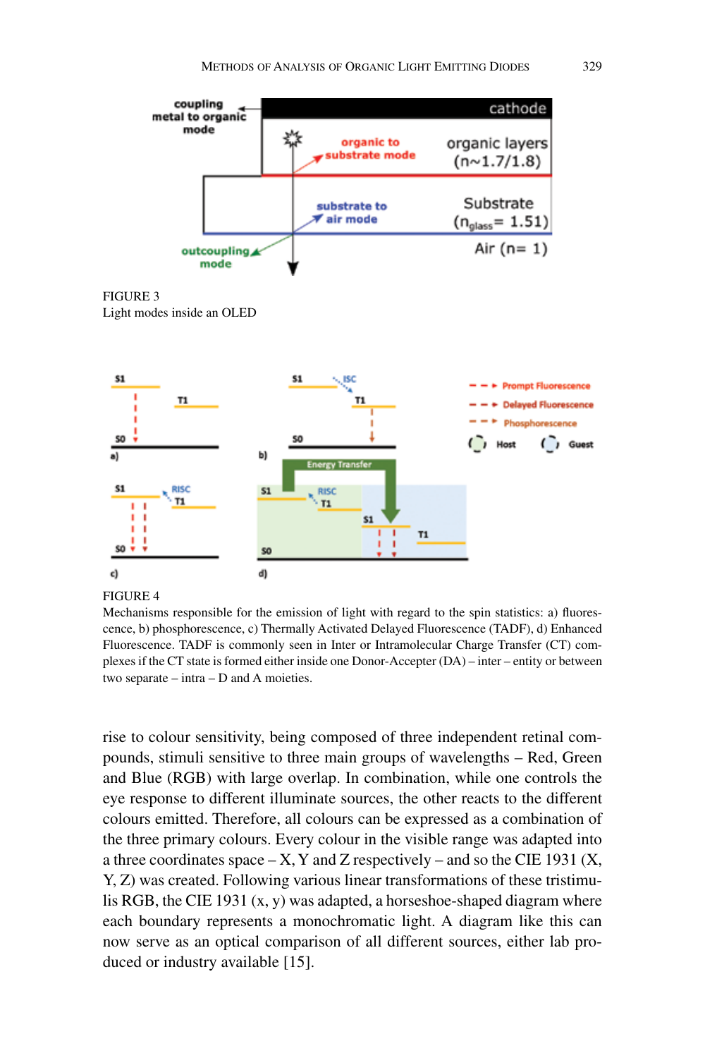FIGURE 3
Light modes inside an OLED

FIGURE 4
Mechanisms responsible for the emission of light with regard to the spin statistics: a) fluorescence, b) phosphorescence, c) Thermally Activated Delayed Fluorescence (TADF), d) Enhanced Fluorescence. TADF is commonly seen in Inter or Intramolecular Charge Transfer (CT) complexes if the CT state is formed either inside one Donor-Accepter (DA) – inter – entity or between two separate – intra – D and A moieties.

rise to colour sensitivity, being composed of three independent retinal compounds, stimuli sensitive to three main groups of wavelengths – Red, Green and Blue (RGB) with large overlap. In combination, while one controls the eye response to different illuminate sources, the other reacts to the different colours emitted. Therefore, all colours can be expressed as a combination of the three primary colours. Every colour in the visible range was adapted into a three coordinates space – X, Y and Z respectively – and so the CIE 1931 (X, Y, Z) was created. Following various linear transformations of these tristimulis RGB, the CIE 1931 (x, y) was adapted, a horseshoe-shaped diagram where each boundary represents a monochromatic light. A diagram like this can now serve as an optical comparison of all different sources, either lab produced or industry available [15].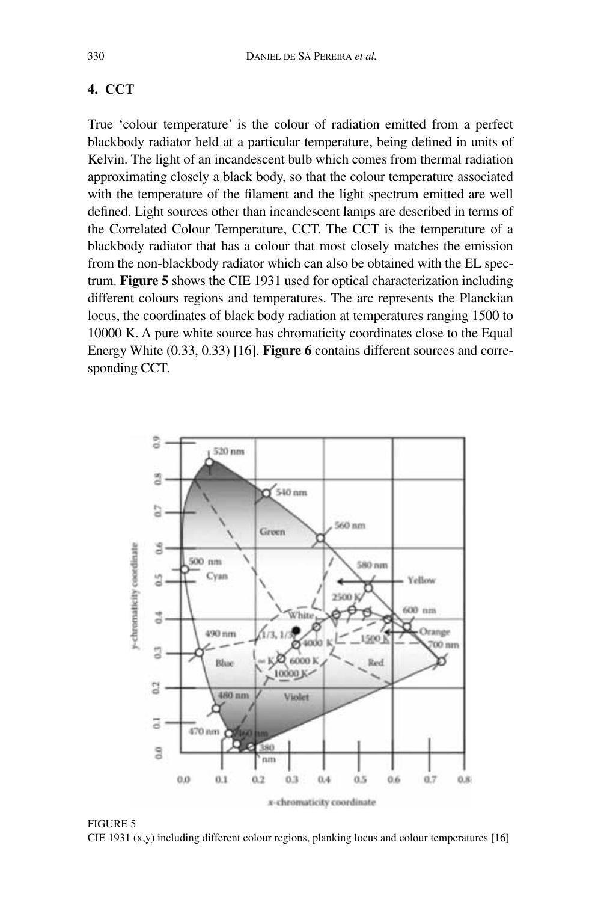## 4. CCT

True 'colour temperature' is the colour of radiation emitted from a perfect blackbody radiator held at a particular temperature, being defined in units of Kelvin. The light of an incandescent bulb which comes from thermal radiation approximating closely a black body, so that the colour temperature associated with the temperature of the filament and the light spectrum emitted are well defined. Light sources other than incandescent lamps are described in terms of the Correlated Colour Temperature, CCT. The CCT is the temperature of a blackbody radiator that has a colour that most closely matches the emission from the non-blackbody radiator which can also be obtained with the EL spectrum. **Figure 5** shows the CIE 1931 used for optical characterization including different colours regions and temperatures. The arc represents the Planckian locus, the coordinates of black body radiation at temperatures ranging 1500 to 10000 K. A pure white source has chromaticity coordinates close to the Equal Energy White (0.33, 0.33) [16]. **Figure 6** contains different sources and corresponding CCT.

FIGURE 5
CIE 1931 (x,y) including different colour regions, planking locus and colour temperatures [16]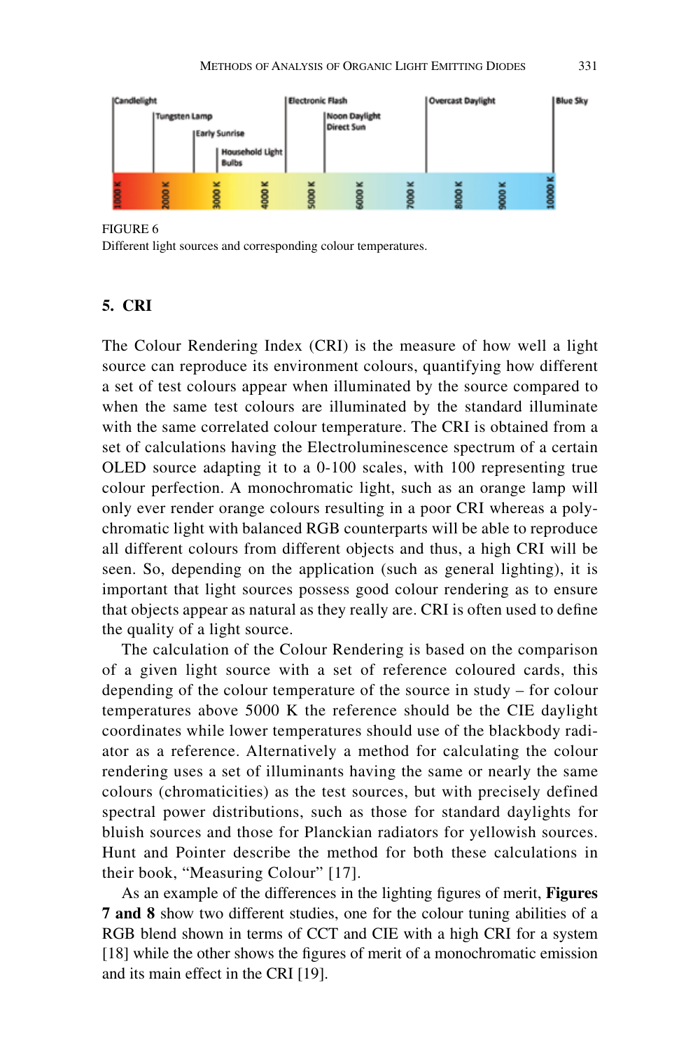FIGURE 6
Different light sources and corresponding colour temperatures.

## 5. CRI

The Colour Rendering Index (CRI) is the measure of how well a light source can reproduce its environment colours, quantifying how different a set of test colours appear when illuminated by the source compared to when the same test colours are illuminated by the standard illuminate with the same correlated colour temperature. The CRI is obtained from a set of calculations having the Electroluminescence spectrum of a certain OLED source adapting it to a 0-100 scales, with 100 representing true colour perfection. A monochromatic light, such as an orange lamp will only ever render orange colours resulting in a poor CRI whereas a polychromatic light with balanced RGB counterparts will be able to reproduce all different colours from different objects and thus, a high CRI will be seen. So, depending on the application (such as general lighting), it is important that light sources possess good colour rendering as to ensure that objects appear as natural as they really are. CRI is often used to define the quality of a light source.

The calculation of the Colour Rendering is based on the comparison of a given light source with a set of reference coloured cards, this depending of the colour temperature of the source in study – for colour temperatures above 5000 K the reference should be the CIE daylight coordinates while lower temperatures should use of the blackbody radiator as a reference. Alternatively a method for calculating the colour rendering uses a set of illuminants having the same or nearly the same colours (chromaticities) as the test sources, but with precisely defined spectral power distributions, such as those for standard daylights for bluish sources and those for Planckian radiators for yellowish sources. Hunt and Pointer describe the method for both these calculations in their book, "Measuring Colour" [17].

As an example of the differences in the lighting figures of merit, **Figures 7 and 8** show two different studies, one for the colour tuning abilities of a RGB blend shown in terms of CCT and CIE with a high CRI for a system [18] while the other shows the figures of merit of a monochromatic emission and its main effect in the CRI [19].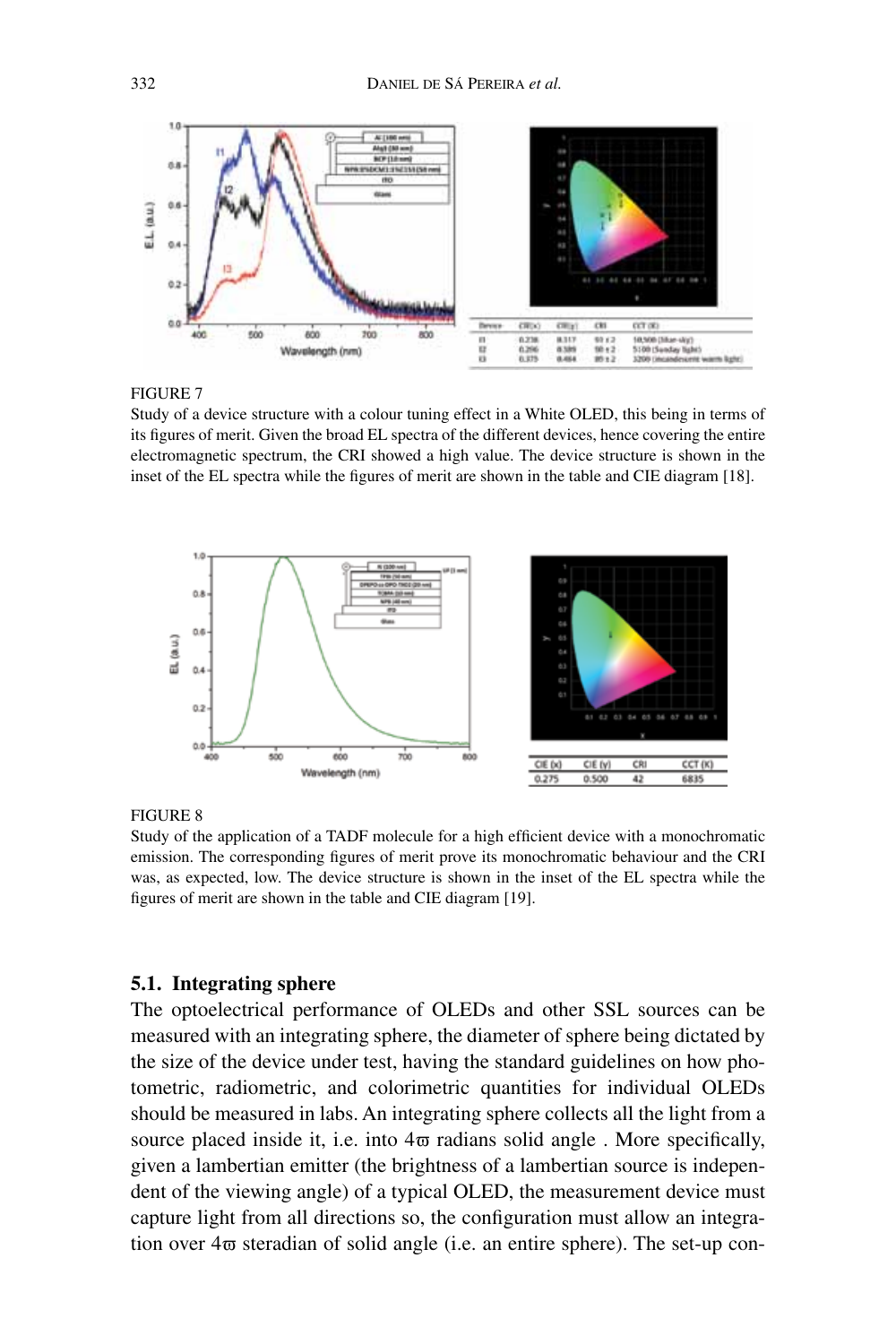| Device | CIE(x) | CIE(y) | CRI | CCT (K) |
|---|---|---|---|---|
| I1 | 0.238 | 0.317 | 93 ± 2 | 18,500 (blue-sky) |
| I2 | 0.296 | 0.389 | 90 ± 2 | 5100 (Sunday light) |
| I3 | 0.375 | 0.484 | 85 ± 2 | 3200 (incandescent warm light) |

FIGURE 7

Study of a device structure with a colour tuning effect in a White OLED, this being in terms of its figures of merit. Given the broad EL spectra of the different devices, hence covering the entire electromagnetic spectrum, the CRI showed a high value. The device structure is shown in the inset of the EL spectra while the figures of merit are shown in the table and CIE diagram [18].

| CIE (x) | CIE (y) | CRI | CCT (K) |
|---|---|---|---|
| 0.275 | 0.500 | 42 | 6835 |

FIGURE 8

Study of the application of a TADF molecule for a high efficient device with a monochromatic emission. The corresponding figures of merit prove its monochromatic behaviour and the CRI was, as expected, low. The device structure is shown in the inset of the EL spectra while the figures of merit are shown in the table and CIE diagram [19].

### 5.1. Integrating sphere

The optoelectrical performance of OLEDs and other SSL sources can be measured with an integrating sphere, the diameter of sphere being dictated by the size of the device under test, having the standard guidelines on how photometric, radiometric, and colorimetric quantities for individual OLEDs should be measured in labs. An integrating sphere collects all the light from a source placed inside it, i.e. into $4\varpi$ radians solid angle . More specifically, given a lambertian emitter (the brightness of a lambertian source is independent of the viewing angle) of a typical OLED, the measurement device must capture light from all directions so, the configuration must allow an integration over $4\varpi$ steradian of solid angle (i.e. an entire sphere). The set-up con-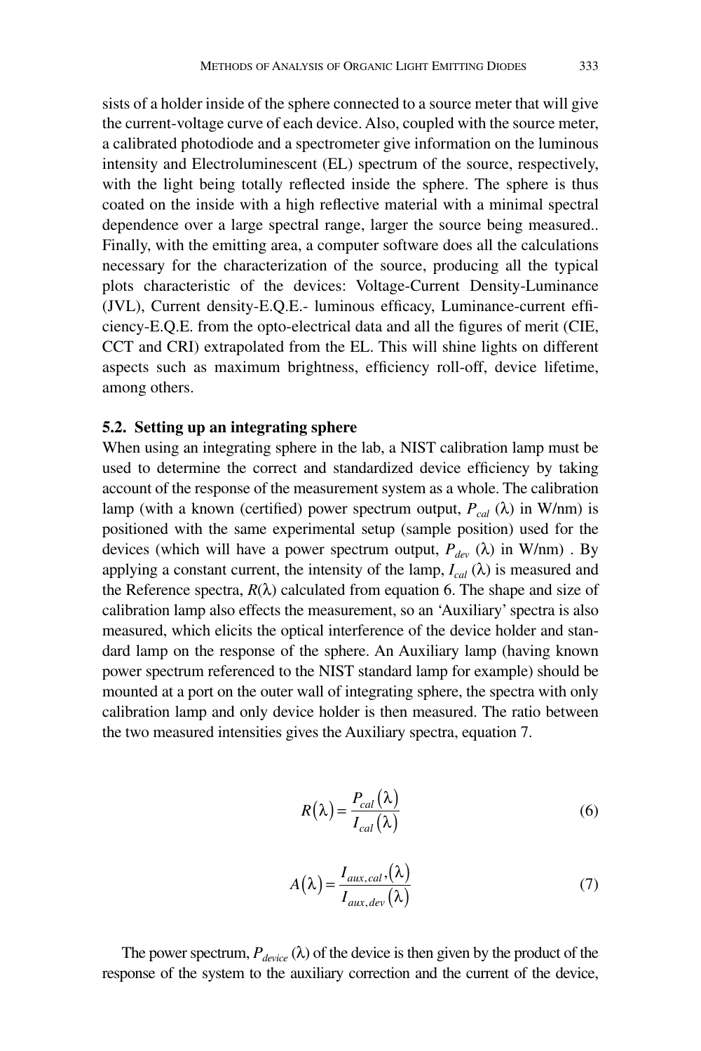sists of a holder inside of the sphere connected to a source meter that will give the current-voltage curve of each device. Also, coupled with the source meter, a calibrated photodiode and a spectrometer give information on the luminous intensity and Electroluminescent (EL) spectrum of the source, respectively, with the light being totally reflected inside the sphere. The sphere is thus coated on the inside with a high reflective material with a minimal spectral dependence over a large spectral range, larger the source being measured.. Finally, with the emitting area, a computer software does all the calculations necessary for the characterization of the source, producing all the typical plots characteristic of the devices: Voltage-Current Density-Luminance (JVL), Current density-E.Q.E.- luminous efficacy, Luminance-current efficiency-E.Q.E. from the opto-electrical data and all the figures of merit (CIE, CCT and CRI) extrapolated from the EL. This will shine lights on different aspects such as maximum brightness, efficiency roll-off, device lifetime, among others.

### 5.2. Setting up an integrating sphere

When using an integrating sphere in the lab, a NIST calibration lamp must be used to determine the correct and standardized device efficiency by taking account of the response of the measurement system as a whole. The calibration lamp (with a known (certified) power spectrum output, $P_{cal}$ $(\lambda)$ in W/nm) is positioned with the same experimental setup (sample position) used for the devices (which will have a power spectrum output, $P_{dev}$ $(\lambda)$ in W/nm) . By applying a constant current, the intensity of the lamp, $I_{cal}$ $(\lambda)$ is measured and the Reference spectra, $R(\lambda)$ calculated from equation 6. The shape and size of calibration lamp also effects the measurement, so an 'Auxiliary' spectra is also measured, which elicits the optical interference of the device holder and standard lamp on the response of the sphere. An Auxiliary lamp (having known power spectrum referenced to the NIST standard lamp for example) should be mounted at a port on the outer wall of integrating sphere, the spectra with only calibration lamp and only device holder is then measured. The ratio between the two measured intensities gives the Auxiliary spectra, equation 7.

$$R(\lambda) = \frac{P_{cal}(\lambda)}{I_{cal}(\lambda)} \tag{6}$$

$$A(\lambda) = \frac{I_{aux,cal},(\lambda)}{I_{aux,dev}(\lambda)} \tag{7}$$

The power spectrum, $P_{device}$ $(\lambda)$ of the device is then given by the product of the response of the system to the auxiliary correction and the current of the device,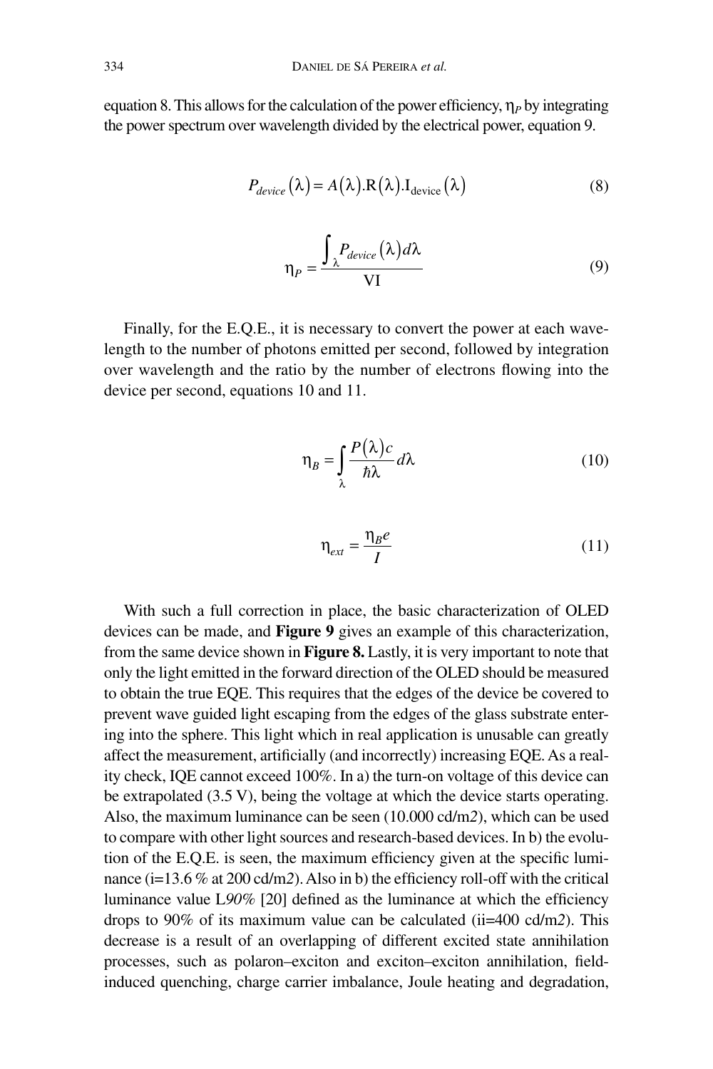equation 8. This allows for the calculation of the power efficiency, $\eta_P$ by integrating the power spectrum over wavelength divided by the electrical power, equation 9.

$$P_{device}(\lambda) = A(\lambda).\mathrm{R}(\lambda).\mathrm{I}_{\mathrm{device}}(\lambda) \tag{8}$$

$$\eta_P = \frac{\int_{\lambda} P_{device}(\lambda)\, d\lambda}{\mathrm{VI}} \tag{9}$$

Finally, for the E.Q.E., it is necessary to convert the power at each wavelength to the number of photons emitted per second, followed by integration over wavelength and the ratio by the number of electrons flowing into the device per second, equations 10 and 11.

$$\eta_B = \int_{\lambda} \frac{P(\lambda)c}{\hbar\lambda} d\lambda \tag{10}$$

$$\eta_{ext} = \frac{\eta_B e}{I} \tag{11}$$

With such a full correction in place, the basic characterization of OLED devices can be made, and **Figure 9** gives an example of this characterization, from the same device shown in **Figure 8.** Lastly, it is very important to note that only the light emitted in the forward direction of the OLED should be measured to obtain the true EQE. This requires that the edges of the device be covered to prevent wave guided light escaping from the edges of the glass substrate entering into the sphere. This light which in real application is unusable can greatly affect the measurement, artificially (and incorrectly) increasing EQE. As a reality check, IQE cannot exceed 100%. In a) the turn-on voltage of this device can be extrapolated (3.5 V), being the voltage at which the device starts operating. Also, the maximum luminance can be seen (10.000 cd/m*2*), which can be used to compare with other light sources and research-based devices. In b) the evolution of the E.Q.E. is seen, the maximum efficiency given at the specific luminance (i=13.6 % at 200 cd/m*2*). Also in b) the efficiency roll-off with the critical luminance value L*90%* [20] defined as the luminance at which the efficiency drops to 90% of its maximum value can be calculated (ii=400 cd/m*2*). This decrease is a result of an overlapping of different excited state annihilation processes, such as polaron–exciton and exciton–exciton annihilation, field-induced quenching, charge carrier imbalance, Joule heating and degradation,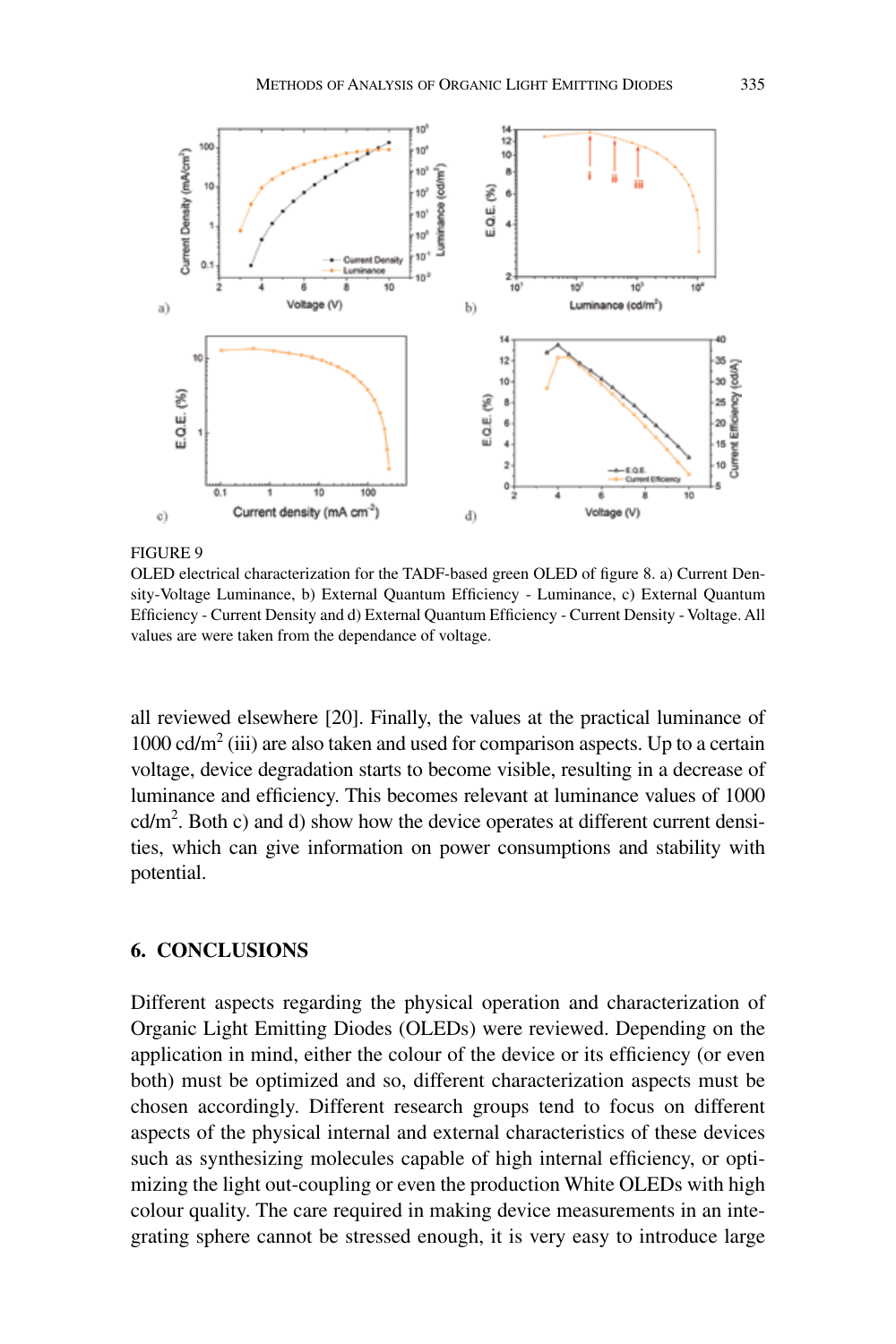FIGURE 9

OLED electrical characterization for the TADF-based green OLED of figure 8. a) Current Density-Voltage Luminance, b) External Quantum Efficiency - Luminance, c) External Quantum Efficiency - Current Density and d) External Quantum Efficiency - Current Density - Voltage. All values are were taken from the dependance of voltage.

all reviewed elsewhere [20]. Finally, the values at the practical luminance of 1000 cd/m$^2$ (iii) are also taken and used for comparison aspects. Up to a certain voltage, device degradation starts to become visible, resulting in a decrease of luminance and efficiency. This becomes relevant at luminance values of 1000 cd/m$^2$. Both c) and d) show how the device operates at different current densities, which can give information on power consumptions and stability with potential.

## 6. CONCLUSIONS

Different aspects regarding the physical operation and characterization of Organic Light Emitting Diodes (OLEDs) were reviewed. Depending on the application in mind, either the colour of the device or its efficiency (or even both) must be optimized and so, different characterization aspects must be chosen accordingly. Different research groups tend to focus on different aspects of the physical internal and external characteristics of these devices such as synthesizing molecules capable of high internal efficiency, or optimizing the light out-coupling or even the production White OLEDs with high colour quality. The care required in making device measurements in an integrating sphere cannot be stressed enough, it is very easy to introduce large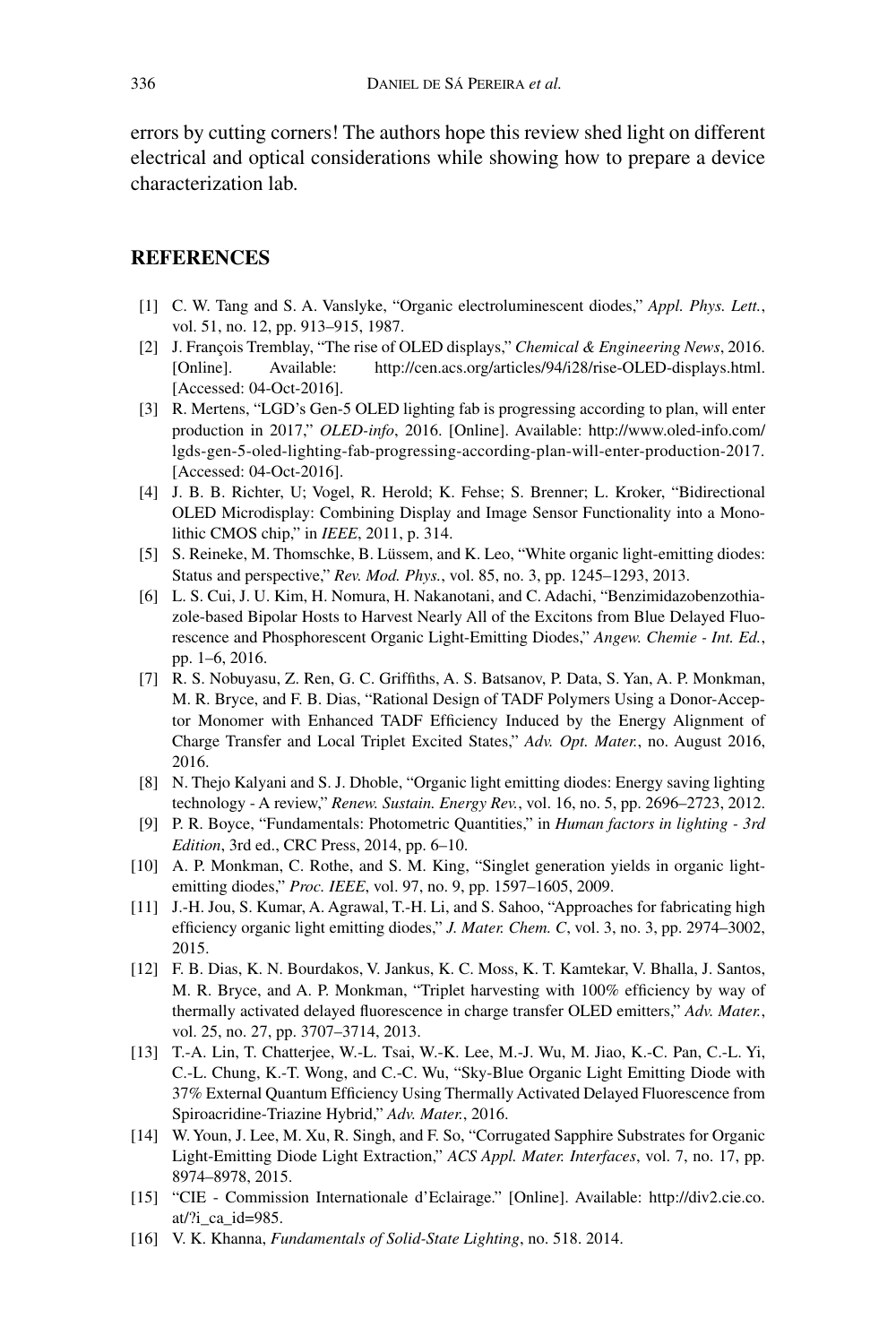errors by cutting corners! The authors hope this review shed light on different electrical and optical considerations while showing how to prepare a device characterization lab.

## REFERENCES

[1] C. W. Tang and S. A. Vanslyke, "Organic electroluminescent diodes," *Appl. Phys. Lett.*, vol. 51, no. 12, pp. 913–915, 1987.

[2] J. François Tremblay, "The rise of OLED displays," *Chemical & Engineering News*, 2016. [Online]. Available: http://cen.acs.org/articles/94/i28/rise-OLED-displays.html. [Accessed: 04-Oct-2016].

[3] R. Mertens, "LGD's Gen-5 OLED lighting fab is progressing according to plan, will enter production in 2017," *OLED-info*, 2016. [Online]. Available: http://www.oled-info.com/lgds-gen-5-oled-lighting-fab-progressing-according-plan-will-enter-production-2017. [Accessed: 04-Oct-2016].

[4] J. B. B. Richter, U; Vogel, R. Herold; K. Fehse; S. Brenner; L. Kroker, "Bidirectional OLED Microdisplay: Combining Display and Image Sensor Functionality into a Monolithic CMOS chip," in *IEEE*, 2011, p. 314.

[5] S. Reineke, M. Thomschke, B. Lüssem, and K. Leo, "White organic light-emitting diodes: Status and perspective," *Rev. Mod. Phys.*, vol. 85, no. 3, pp. 1245–1293, 2013.

[6] L. S. Cui, J. U. Kim, H. Nomura, H. Nakanotani, and C. Adachi, "Benzimidazobenzothiazole-based Bipolar Hosts to Harvest Nearly All of the Excitons from Blue Delayed Fluorescence and Phosphorescent Organic Light-Emitting Diodes," *Angew. Chemie - Int. Ed.*, pp. 1–6, 2016.

[7] R. S. Nobuyasu, Z. Ren, G. C. Griffiths, A. S. Batsanov, P. Data, S. Yan, A. P. Monkman, M. R. Bryce, and F. B. Dias, "Rational Design of TADF Polymers Using a Donor-Acceptor Monomer with Enhanced TADF Efficiency Induced by the Energy Alignment of Charge Transfer and Local Triplet Excited States," *Adv. Opt. Mater.*, no. August 2016, 2016.

[8] N. Thejo Kalyani and S. J. Dhoble, "Organic light emitting diodes: Energy saving lighting technology - A review," *Renew. Sustain. Energy Rev.*, vol. 16, no. 5, pp. 2696–2723, 2012.

[9] P. R. Boyce, "Fundamentals: Photometric Quantities," in *Human factors in lighting - 3rd Edition*, 3rd ed., CRC Press, 2014, pp. 6–10.

[10] A. P. Monkman, C. Rothe, and S. M. King, "Singlet generation yields in organic light-emitting diodes," *Proc. IEEE*, vol. 97, no. 9, pp. 1597–1605, 2009.

[11] J.-H. Jou, S. Kumar, A. Agrawal, T.-H. Li, and S. Sahoo, "Approaches for fabricating high efficiency organic light emitting diodes," *J. Mater. Chem. C*, vol. 3, no. 3, pp. 2974–3002, 2015.

[12] F. B. Dias, K. N. Bourdakos, V. Jankus, K. C. Moss, K. T. Kamtekar, V. Bhalla, J. Santos, M. R. Bryce, and A. P. Monkman, "Triplet harvesting with 100% efficiency by way of thermally activated delayed fluorescence in charge transfer OLED emitters," *Adv. Mater.*, vol. 25, no. 27, pp. 3707–3714, 2013.

[13] T.-A. Lin, T. Chatterjee, W.-L. Tsai, W.-K. Lee, M.-J. Wu, M. Jiao, K.-C. Pan, C.-L. Yi, C.-L. Chung, K.-T. Wong, and C.-C. Wu, "Sky-Blue Organic Light Emitting Diode with 37% External Quantum Efficiency Using Thermally Activated Delayed Fluorescence from Spiroacridine-Triazine Hybrid," *Adv. Mater.*, 2016.

[14] W. Youn, J. Lee, M. Xu, R. Singh, and F. So, "Corrugated Sapphire Substrates for Organic Light-Emitting Diode Light Extraction," *ACS Appl. Mater. Interfaces*, vol. 7, no. 17, pp. 8974–8978, 2015.

[15] "CIE - Commission Internationale d'Eclairage." [Online]. Available: http://div2.cie.co.at/?i_ca_id=985.

[16] V. K. Khanna, *Fundamentals of Solid-State Lighting*, no. 518. 2014.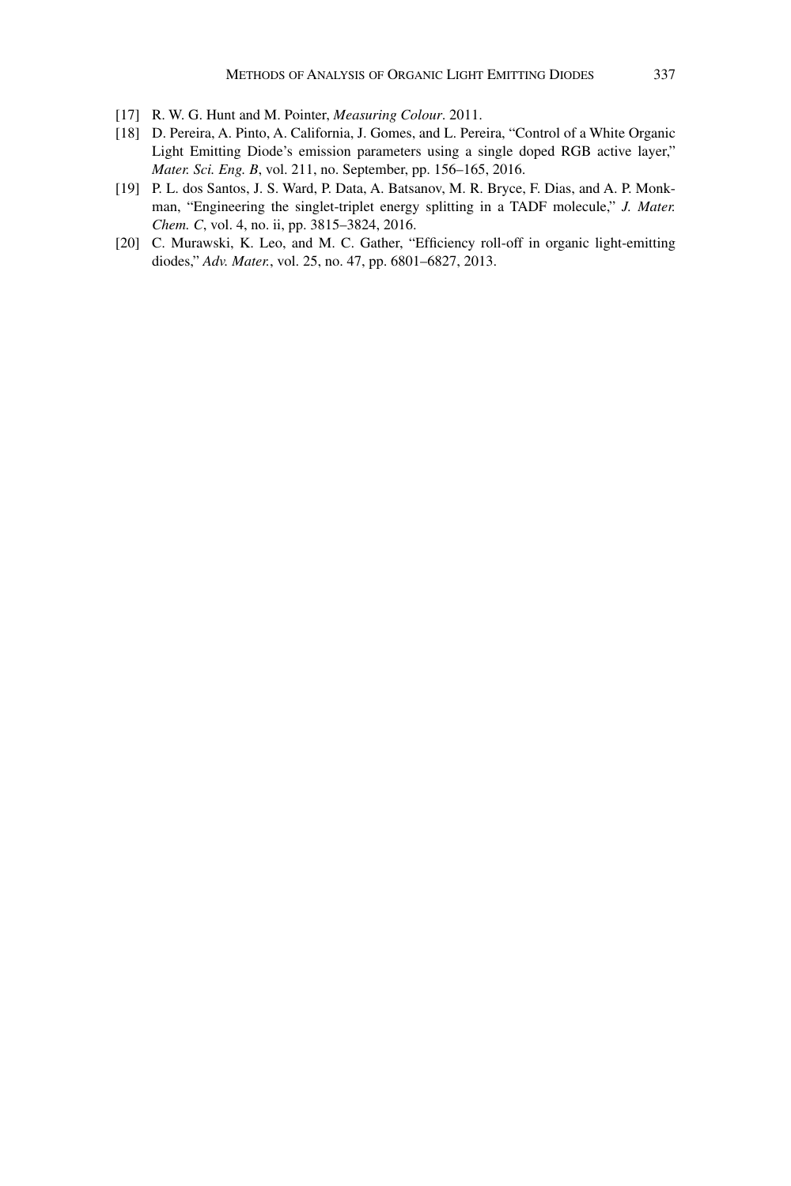[17] R. W. G. Hunt and M. Pointer, *Measuring Colour*. 2011.

[18] D. Pereira, A. Pinto, A. California, J. Gomes, and L. Pereira, "Control of a White Organic Light Emitting Diode's emission parameters using a single doped RGB active layer," *Mater. Sci. Eng. B*, vol. 211, no. September, pp. 156–165, 2016.

[19] P. L. dos Santos, J. S. Ward, P. Data, A. Batsanov, M. R. Bryce, F. Dias, and A. P. Monkman, "Engineering the singlet-triplet energy splitting in a TADF molecule," *J. Mater. Chem. C*, vol. 4, no. ii, pp. 3815–3824, 2016.

[20] C. Murawski, K. Leo, and M. C. Gather, "Efficiency roll-off in organic light-emitting diodes," *Adv. Mater.*, vol. 25, no. 47, pp. 6801–6827, 2013.